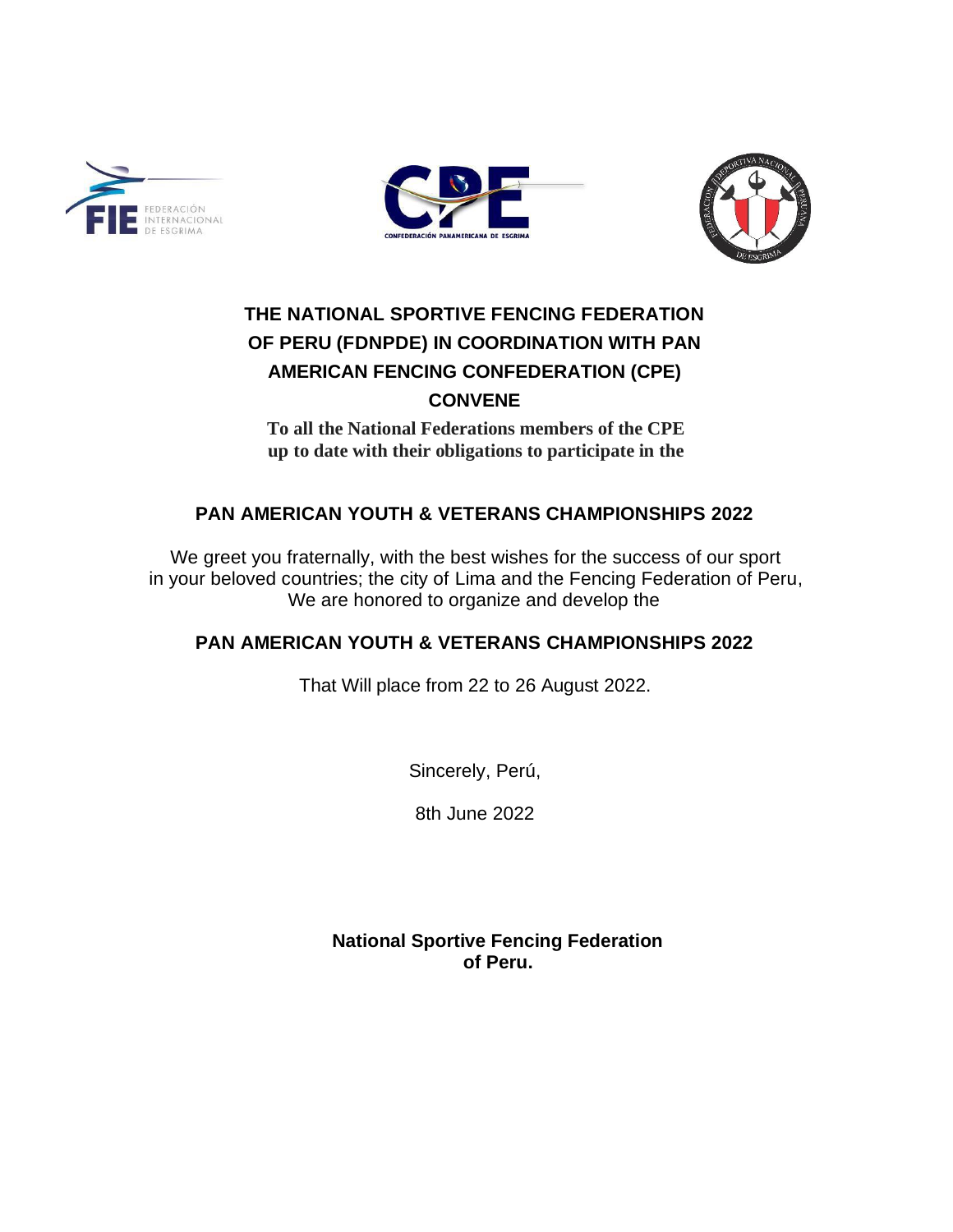## THE NATIONAL SPORTIVE FENCING FEDERATION OF PERU (FDNPDE) IN COORDINATION WITH PAN AMERICAN FENCING CONFEDERATION (CPE) CONVENE

**To all the National Federations members of the CPE up to date with their obligations to participate in the**

## PAN AMERICAN YOUTH & VETERANS CHAMPIONSHIPS 2022

We greet you fraternally, with the best wishes for the success of our sport in your beloved countries; the city of Lima and the Fencing Federation of Peru, We are honored to organize and develop the

## PAN AMERICAN YOUTH & VETERANS CHAMPIONSHIPS 2022

That Will place from 22 to 26 August 2022.

Sincerely, Perú,

8th June 2022

**National Sportive Fencing Federation of Peru.**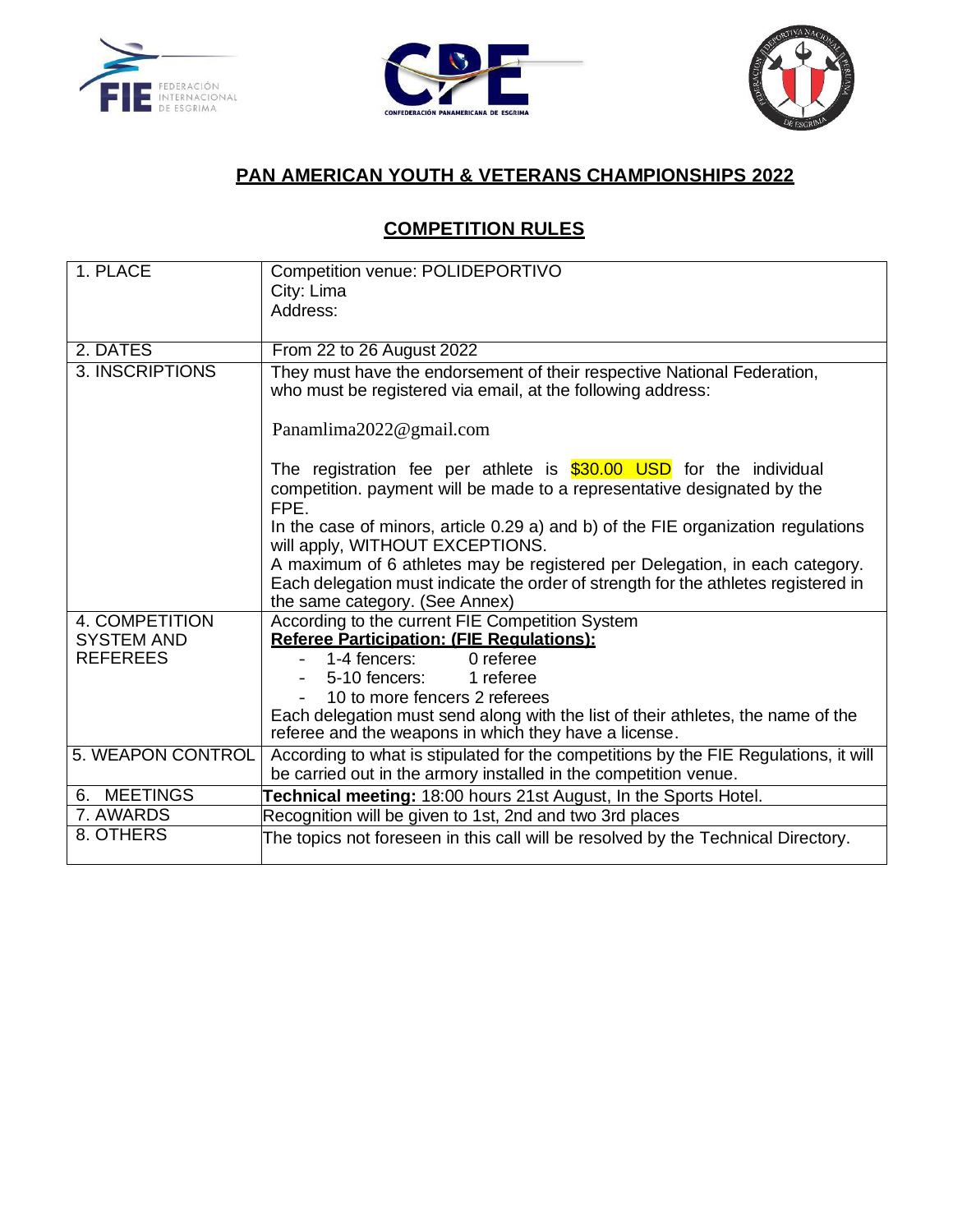## PAN AMERICAN YOUTH & VETERANS CHAMPIONSHIPS 2022

## COMPETITION RULES

| | |
|---|---|
| 1. PLACE | Competition venue: POLIDEPORTIVO<br>City: Lima<br>Address: |
| 2. DATES | From 22 to 26 August 2022 |
| 3. INSCRIPTIONS | They must have the endorsement of their respective National Federation, who must be registered via email, at the following address:<br><br>Panamlima2022@gmail.com<br><br>The registration fee per athlete is $30.00 USD for the individual competition. payment will be made to a representative designated by the FPE.<br>In the case of minors, article 0.29 a) and b) of the FIE organization regulations will apply, WITHOUT EXCEPTIONS.<br>A maximum of 6 athletes may be registered per Delegation, in each category. Each delegation must indicate the order of strength for the athletes registered in the same category. (See Annex) |
| 4. COMPETITION SYSTEM AND REFEREES | According to the current FIE Competition System<br>**Referee Participation: (FIE Regulations):**<br>- 1-4 fencers: 0 referee<br>- 5-10 fencers: 1 referee<br>- 10 to more fencers 2 referees<br>Each delegation must send along with the list of their athletes, the name of the referee and the weapons in which they have a license. |
| 5. WEAPON CONTROL | According to what is stipulated for the competitions by the FIE Regulations, it will be carried out in the armory installed in the competition venue. |
| 6. MEETINGS | **Technical meeting:** 18:00 hours 21st August, In the Sports Hotel. |
| 7. AWARDS | Recognition will be given to 1st, 2nd and two 3rd places |
| 8. OTHERS | The topics not foreseen in this call will be resolved by the Technical Directory. |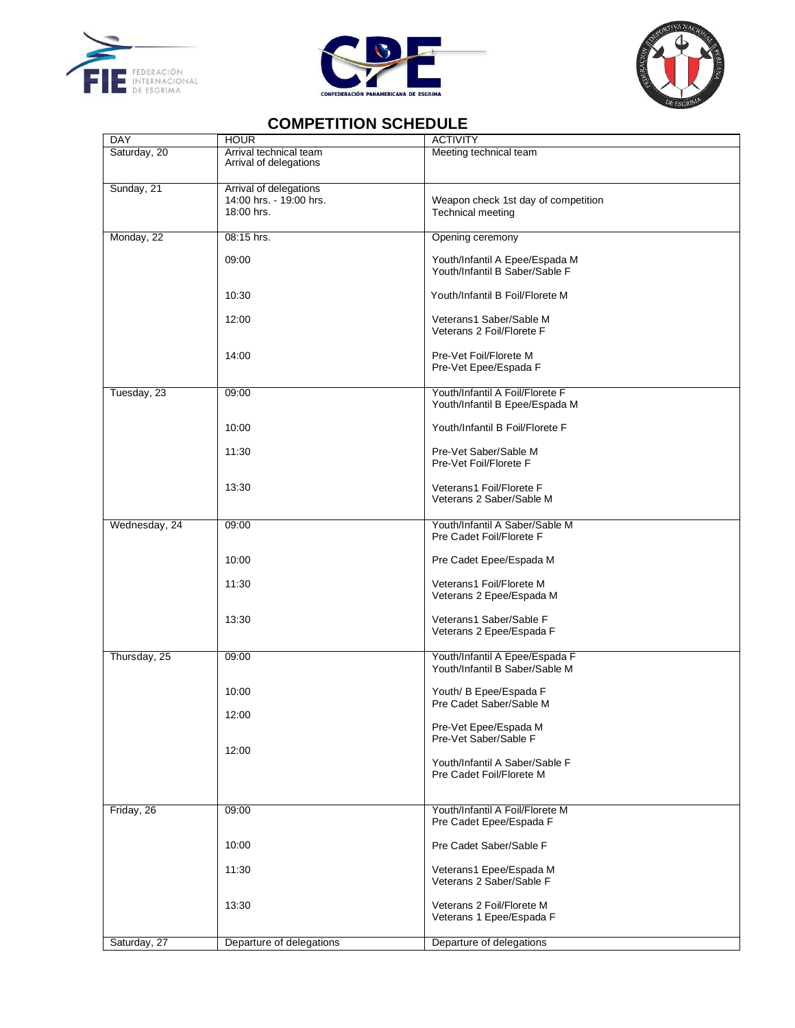## COMPETITION SCHEDULE

| DAY | HOUR | ACTIVITY |
|---|---|---|
| Saturday, 20 | Arrival technical team<br>Arrival of delegations | Meeting technical team |
| Sunday, 21 | Arrival of delegations<br>14:00 hrs. - 19:00 hrs.<br>18:00 hrs. | <br>Weapon check 1st day of competition<br>Technical meeting |
| Monday, 22 | 08:15 hrs. | Opening ceremony |
| | 09:00 | Youth/Infantil A Epee/Espada M<br>Youth/Infantil B Saber/Sable F |
| | 10:30 | Youth/Infantil B Foil/Florete M |
| | 12:00 | Veterans1 Saber/Sable M<br>Veterans 2 Foil/Florete F |
| | 14:00 | Pre-Vet Foil/Florete M<br>Pre-Vet Epee/Espada F |
| Tuesday, 23 | 09:00 | Youth/Infantil A Foil/Florete F<br>Youth/Infantil B Epee/Espada M |
| | 10:00 | Youth/Infantil B Foil/Florete F |
| | 11:30 | Pre-Vet Saber/Sable M<br>Pre-Vet Foil/Florete F |
| | 13:30 | Veterans1 Foil/Florete F<br>Veterans 2 Saber/Sable M |
| Wednesday, 24 | 09:00 | Youth/Infantil A Saber/Sable M<br>Pre Cadet Foil/Florete F |
| | 10:00 | Pre Cadet Epee/Espada M |
| | 11:30 | Veterans1 Foil/Florete M<br>Veterans 2 Epee/Espada M |
| | 13:30 | Veterans1 Saber/Sable F<br>Veterans 2 Epee/Espada F |
| Thursday, 25 | 09:00 | Youth/Infantil A Epee/Espada F<br>Youth/Infantil B Saber/Sable M |
| | 10:00 | Youth/ B Epee/Espada F<br>Pre Cadet Saber/Sable M |
| | 12:00 | Pre-Vet Epee/Espada M<br>Pre-Vet Saber/Sable F |
| | 12:00 | Youth/Infantil A Saber/Sable F<br>Pre Cadet Foil/Florete M |
| Friday, 26 | 09:00 | Youth/Infantil A Foil/Florete M<br>Pre Cadet Epee/Espada F |
| | 10:00 | Pre Cadet Saber/Sable F |
| | 11:30 | Veterans1 Epee/Espada M<br>Veterans 2 Saber/Sable F |
| | 13:30 | Veterans 2 Foil/Florete M<br>Veterans 1 Epee/Espada F |
| Saturday, 27 | Departure of delegations | Departure of delegations |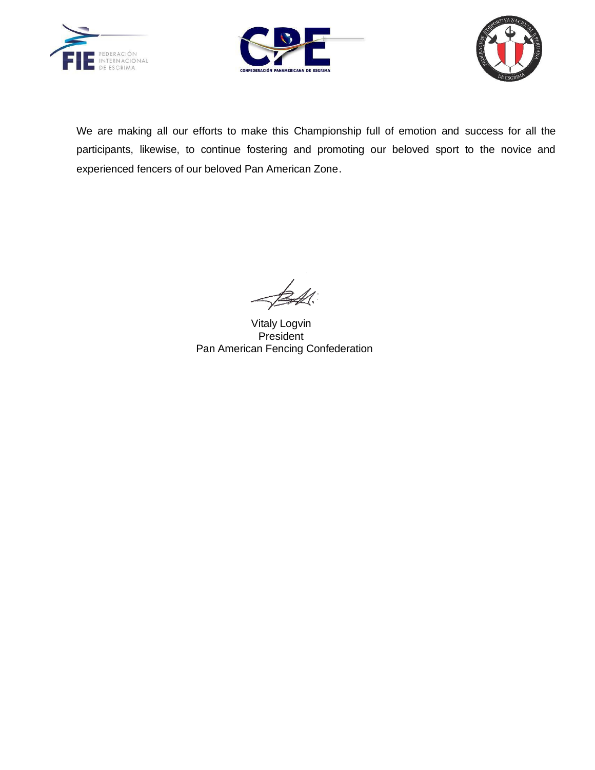We are making all our efforts to make this Championship full of emotion and success for all the participants, likewise, to continue fostering and promoting our beloved sport to the novice and experienced fencers of our beloved Pan American Zone.

Vitaly Logvin
President
Pan American Fencing Confederation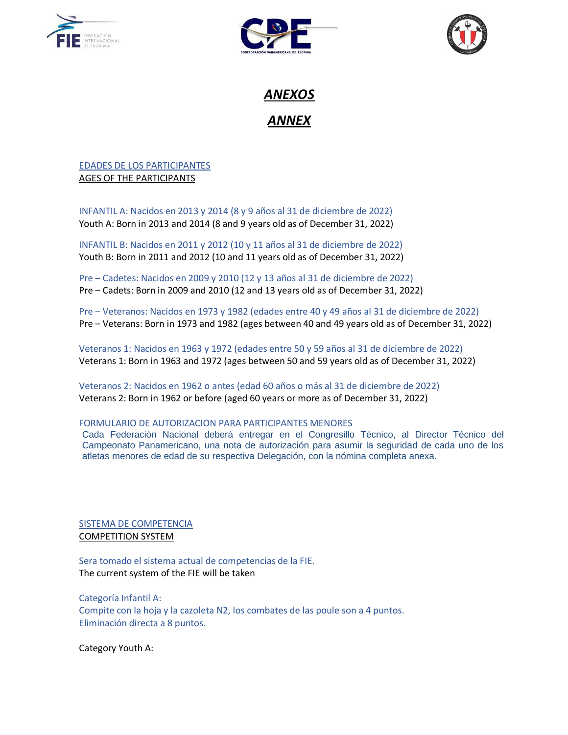# *ANEXOS*

# *ANNEX*

EDADES DE LOS PARTICIPANTES
AGES OF THE PARTICIPANTS

INFANTIL A: Nacidos en 2013 y 2014 (8 y 9 años al 31 de diciembre de 2022)
Youth A: Born in 2013 and 2014 (8 and 9 years old as of December 31, 2022)

INFANTIL B: Nacidos en 2011 y 2012 (10 y 11 años al 31 de diciembre de 2022)
Youth B: Born in 2011 and 2012 (10 and 11 years old as of December 31, 2022)

Pre – Cadetes: Nacidos en 2009 y 2010 (12 y 13 años al 31 de diciembre de 2022)
Pre – Cadets: Born in 2009 and 2010 (12 and 13 years old as of December 31, 2022)

Pre – Veteranos: Nacidos en 1973 y 1982 (edades entre 40 y 49 años al 31 de diciembre de 2022)
Pre – Veterans: Born in 1973 and 1982 (ages between 40 and 49 years old as of December 31, 2022)

Veteranos 1: Nacidos en 1963 y 1972 (edades entre 50 y 59 años al 31 de diciembre de 2022)
Veterans 1: Born in 1963 and 1972 (ages between 50 and 59 years old as of December 31, 2022)

Veteranos 2: Nacidos en 1962 o antes (edad 60 años o más al 31 de diciembre de 2022)
Veterans 2: Born in 1962 or before (aged 60 years or more as of December 31, 2022)

FORMULARIO DE AUTORIZACION PARA PARTICIPANTES MENORES
Cada Federación Nacional deberá entregar en el Congresillo Técnico, al Director Técnico del Campeonato Panamericano, una nota de autorización para asumir la seguridad de cada uno de los atletas menores de edad de su respectiva Delegación, con la nómina completa anexa.

SISTEMA DE COMPETENCIA
COMPETITION SYSTEM

Sera tomado el sistema actual de competencias de la FIE.
The current system of the FIE will be taken

Categoría Infantil A:
Compite con la hoja y la cazoleta N2, los combates de las poule son a 4 puntos.
Eliminación directa a 8 puntos.

Category Youth A: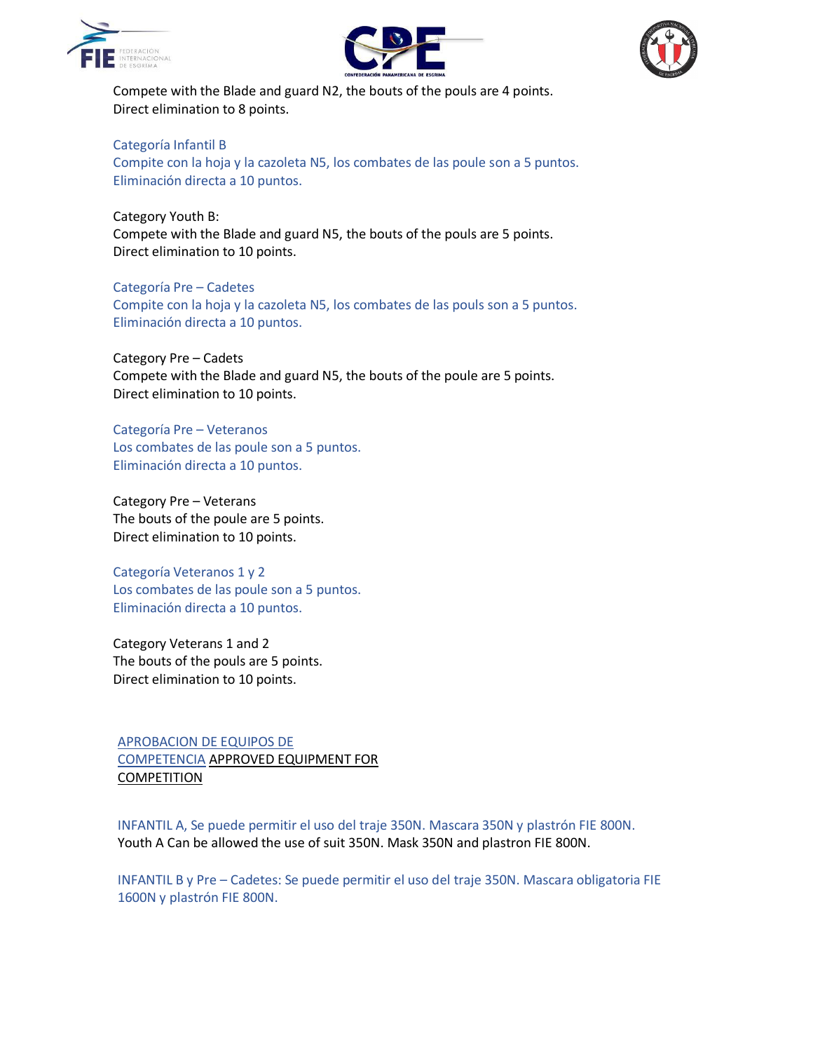Compete with the Blade and guard N2, the bouts of the pouls are 4 points.
Direct elimination to 8 points.

Categoría Infantil B
Compite con la hoja y la cazoleta N5, los combates de las poule son a 5 puntos.
Eliminación directa a 10 puntos.

Category Youth B:
Compete with the Blade and guard N5, the bouts of the pouls are 5 points.
Direct elimination to 10 points.

Categoría Pre – Cadetes
Compite con la hoja y la cazoleta N5, los combates de las pouls son a 5 puntos.
Eliminación directa a 10 puntos.

Category Pre – Cadets
Compete with the Blade and guard N5, the bouts of the poule are 5 points.
Direct elimination to 10 points.

Categoría Pre – Veteranos
Los combates de las poule son a 5 puntos.
Eliminación directa a 10 puntos.

Category Pre – Veterans
The bouts of the poule are 5 points.
Direct elimination to 10 points.

Categoría Veteranos 1 y 2
Los combates de las poule son a 5 puntos.
Eliminación directa a 10 puntos.

Category Veterans 1 and 2
The bouts of the pouls are 5 points.
Direct elimination to 10 points.

## APROBACION DE EQUIPOS DE COMPETENCIA APPROVED EQUIPMENT FOR COMPETITION

INFANTIL A, Se puede permitir el uso del traje 350N. Mascara 350N y plastrón FIE 800N.
Youth A Can be allowed the use of suit 350N. Mask 350N and plastron FIE 800N.

INFANTIL B y Pre – Cadetes: Se puede permitir el uso del traje 350N. Mascara obligatoria FIE 1600N y plastrón FIE 800N.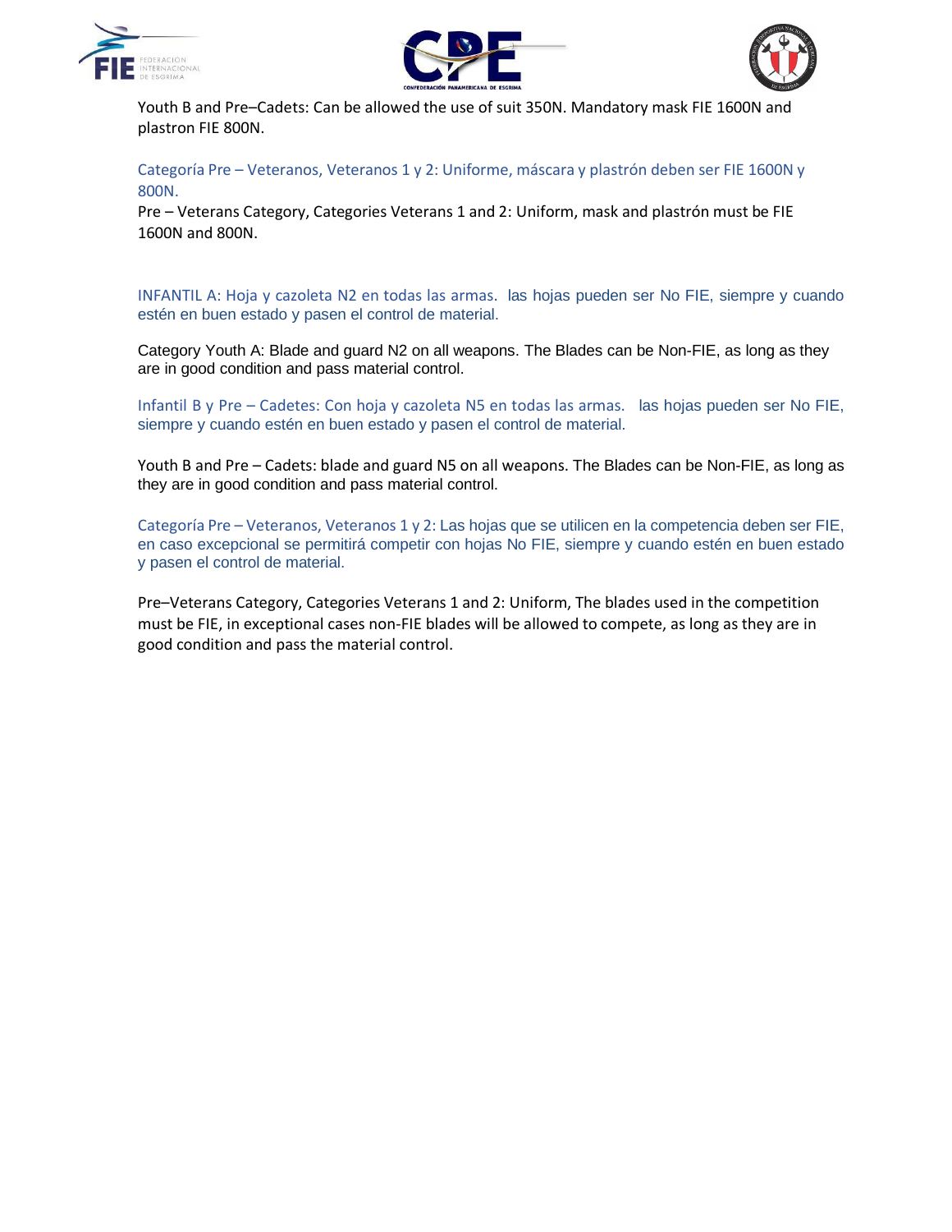Youth B and Pre–Cadets: Can be allowed the use of suit 350N. Mandatory mask FIE 1600N and plastron FIE 800N.

Categoría Pre – Veteranos, Veteranos 1 y 2: Uniforme, máscara y plastrón deben ser FIE 1600N y 800N.

Pre – Veterans Category, Categories Veterans 1 and 2: Uniform, mask and plastrón must be FIE 1600N and 800N.

INFANTIL A: Hoja y cazoleta N2 en todas las armas. las hojas pueden ser No FIE, siempre y cuando estén en buen estado y pasen el control de material.

Category Youth A: Blade and guard N2 on all weapons. The Blades can be Non-FIE, as long as they are in good condition and pass material control.

Infantil B y Pre – Cadetes: Con hoja y cazoleta N5 en todas las armas. las hojas pueden ser No FIE, siempre y cuando estén en buen estado y pasen el control de material.

Youth B and Pre – Cadets: blade and guard N5 on all weapons. The Blades can be Non-FIE, as long as they are in good condition and pass material control.

Categoría Pre – Veteranos, Veteranos 1 y 2: Las hojas que se utilicen en la competencia deben ser FIE, en caso excepcional se permitirá competir con hojas No FIE, siempre y cuando estén en buen estado y pasen el control de material.

Pre–Veterans Category, Categories Veterans 1 and 2: Uniform, The blades used in the competition must be FIE, in exceptional cases non-FIE blades will be allowed to compete, as long as they are in good condition and pass the material control.